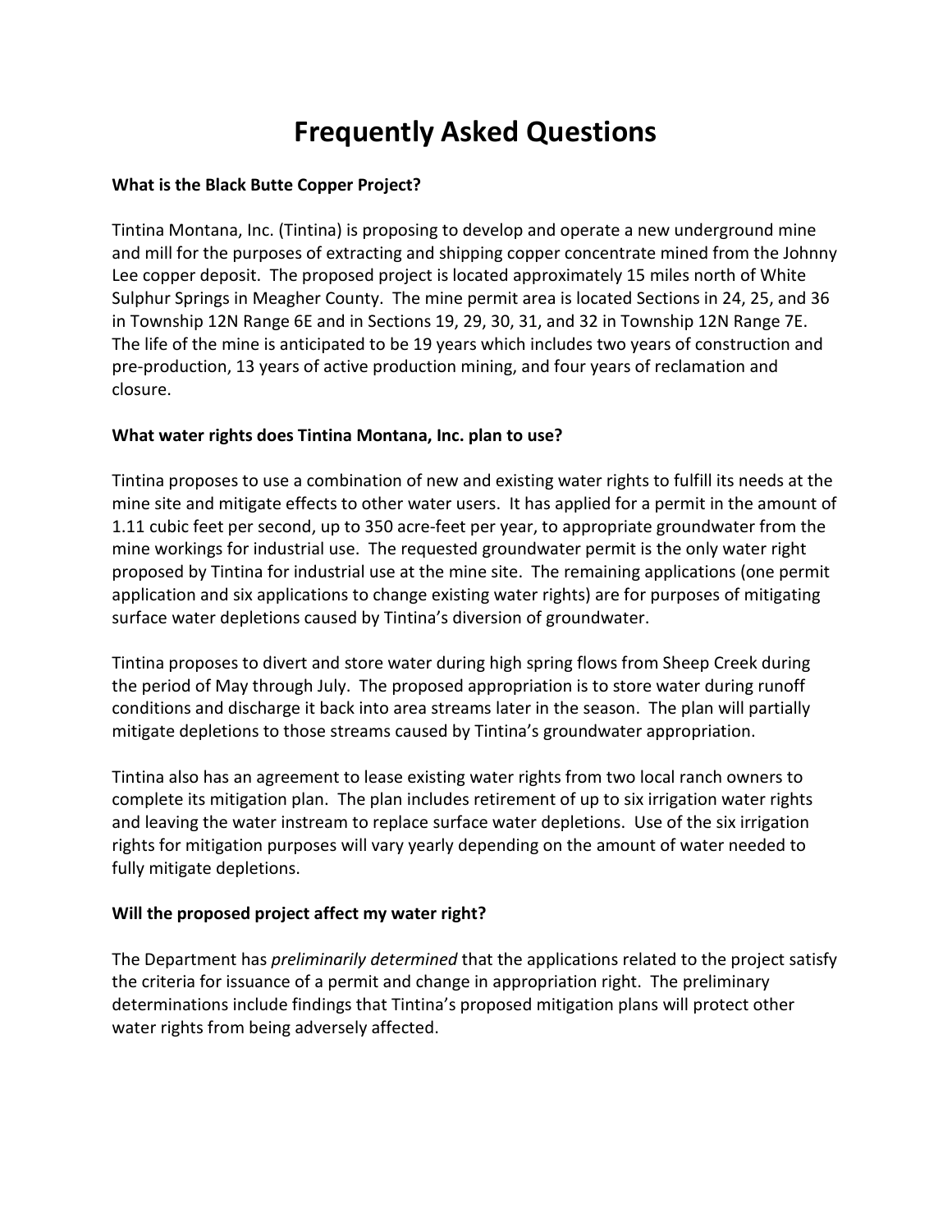# Frequently Asked Questions

**What is the Black Butte Copper Project?**

Tintina Montana, Inc. (Tintina) is proposing to develop and operate a new underground mine and mill for the purposes of extracting and shipping copper concentrate mined from the Johnny Lee copper deposit. The proposed project is located approximately 15 miles north of White Sulphur Springs in Meagher County. The mine permit area is located Sections in 24, 25, and 36 in Township 12N Range 6E and in Sections 19, 29, 30, 31, and 32 in Township 12N Range 7E. The life of the mine is anticipated to be 19 years which includes two years of construction and pre-production, 13 years of active production mining, and four years of reclamation and closure.

**What water rights does Tintina Montana, Inc. plan to use?**

Tintina proposes to use a combination of new and existing water rights to fulfill its needs at the mine site and mitigate effects to other water users. It has applied for a permit in the amount of 1.11 cubic feet per second, up to 350 acre-feet per year, to appropriate groundwater from the mine workings for industrial use. The requested groundwater permit is the only water right proposed by Tintina for industrial use at the mine site. The remaining applications (one permit application and six applications to change existing water rights) are for purposes of mitigating surface water depletions caused by Tintina's diversion of groundwater.

Tintina proposes to divert and store water during high spring flows from Sheep Creek during the period of May through July. The proposed appropriation is to store water during runoff conditions and discharge it back into area streams later in the season. The plan will partially mitigate depletions to those streams caused by Tintina's groundwater appropriation.

Tintina also has an agreement to lease existing water rights from two local ranch owners to complete its mitigation plan. The plan includes retirement of up to six irrigation water rights and leaving the water instream to replace surface water depletions. Use of the six irrigation rights for mitigation purposes will vary yearly depending on the amount of water needed to fully mitigate depletions.

**Will the proposed project affect my water right?**

The Department has *preliminarily determined* that the applications related to the project satisfy the criteria for issuance of a permit and change in appropriation right. The preliminary determinations include findings that Tintina's proposed mitigation plans will protect other water rights from being adversely affected.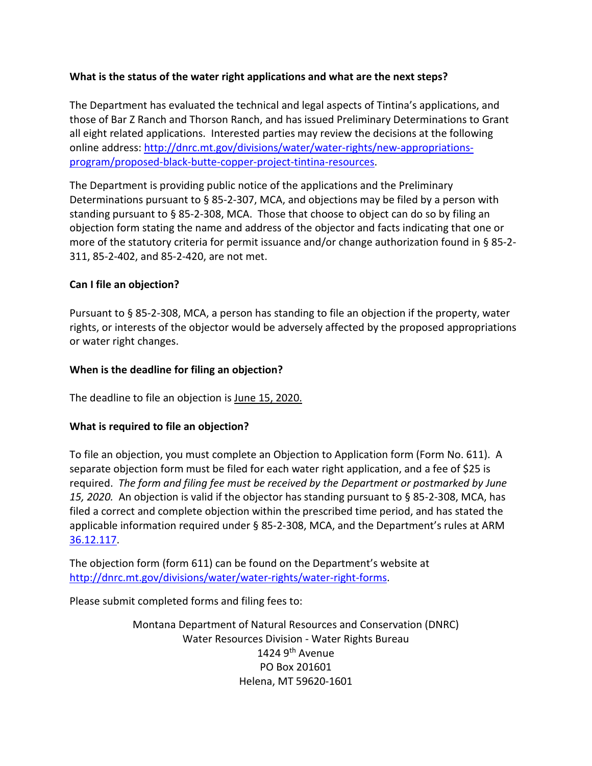**What is the status of the water right applications and what are the next steps?**

The Department has evaluated the technical and legal aspects of Tintina's applications, and those of Bar Z Ranch and Thorson Ranch, and has issued Preliminary Determinations to Grant all eight related applications. Interested parties may review the decisions at the following online address: [http://dnrc.mt.gov/divisions/water/water-rights/new-appropriations-program/proposed-black-butte-copper-project-tintina-resources](http://dnrc.mt.gov/divisions/water/water-rights/new-appropriations-program/proposed-black-butte-copper-project-tintina-resources).

The Department is providing public notice of the applications and the Preliminary Determinations pursuant to § 85-2-307, MCA, and objections may be filed by a person with standing pursuant to § 85-2-308, MCA. Those that choose to object can do so by filing an objection form stating the name and address of the objector and facts indicating that one or more of the statutory criteria for permit issuance and/or change authorization found in § 85-2-311, 85-2-402, and 85-2-420, are not met.

**Can I file an objection?**

Pursuant to § 85-2-308, MCA, a person has standing to file an objection if the property, water rights, or interests of the objector would be adversely affected by the proposed appropriations or water right changes.

**When is the deadline for filing an objection?**

The deadline to file an objection is June 15, 2020.

**What is required to file an objection?**

To file an objection, you must complete an Objection to Application form (Form No. 611). A separate objection form must be filed for each water right application, and a fee of $25 is required. *The form and filing fee must be received by the Department or postmarked by June 15, 2020.* An objection is valid if the objector has standing pursuant to § 85-2-308, MCA, has filed a correct and complete objection within the prescribed time period, and has stated the applicable information required under § 85-2-308, MCA, and the Department's rules at ARM [36.12.117](36.12.117).

The objection form (form 611) can be found on the Department's website at [http://dnrc.mt.gov/divisions/water/water-rights/water-right-forms](http://dnrc.mt.gov/divisions/water/water-rights/water-right-forms).

Please submit completed forms and filing fees to:

Montana Department of Natural Resources and Conservation (DNRC)
Water Resources Division - Water Rights Bureau
1424 9th Avenue
PO Box 201601
Helena, MT 59620-1601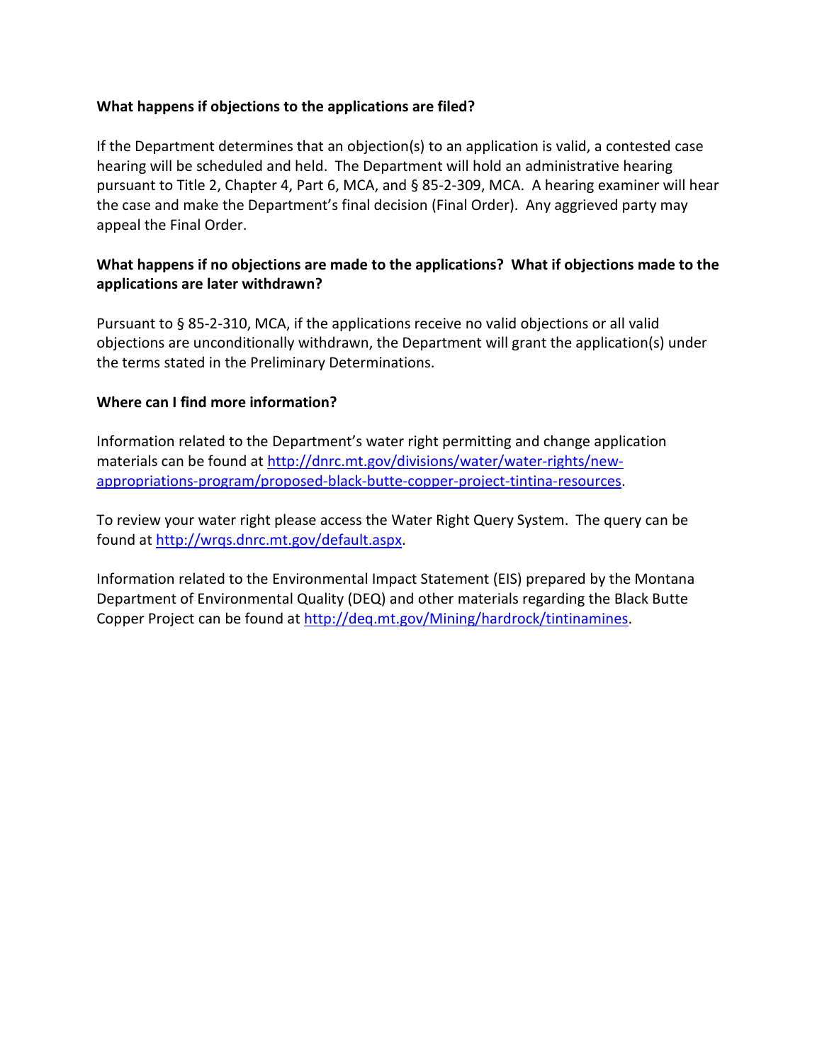**What happens if objections to the applications are filed?**

If the Department determines that an objection(s) to an application is valid, a contested case hearing will be scheduled and held. The Department will hold an administrative hearing pursuant to Title 2, Chapter 4, Part 6, MCA, and § 85-2-309, MCA. A hearing examiner will hear the case and make the Department's final decision (Final Order). Any aggrieved party may appeal the Final Order.

**What happens if no objections are made to the applications? What if objections made to the applications are later withdrawn?**

Pursuant to § 85-2-310, MCA, if the applications receive no valid objections or all valid objections are unconditionally withdrawn, the Department will grant the application(s) under the terms stated in the Preliminary Determinations.

**Where can I find more information?**

Information related to the Department's water right permitting and change application materials can be found at [http://dnrc.mt.gov/divisions/water/water-rights/new-appropriations-program/proposed-black-butte-copper-project-tintina-resources](http://dnrc.mt.gov/divisions/water/water-rights/new-appropriations-program/proposed-black-butte-copper-project-tintina-resources).

To review your water right please access the Water Right Query System. The query can be found at [http://wrqs.dnrc.mt.gov/default.aspx](http://wrqs.dnrc.mt.gov/default.aspx).

Information related to the Environmental Impact Statement (EIS) prepared by the Montana Department of Environmental Quality (DEQ) and other materials regarding the Black Butte Copper Project can be found at [http://deq.mt.gov/Mining/hardrock/tintinamines](http://deq.mt.gov/Mining/hardrock/tintinamines).